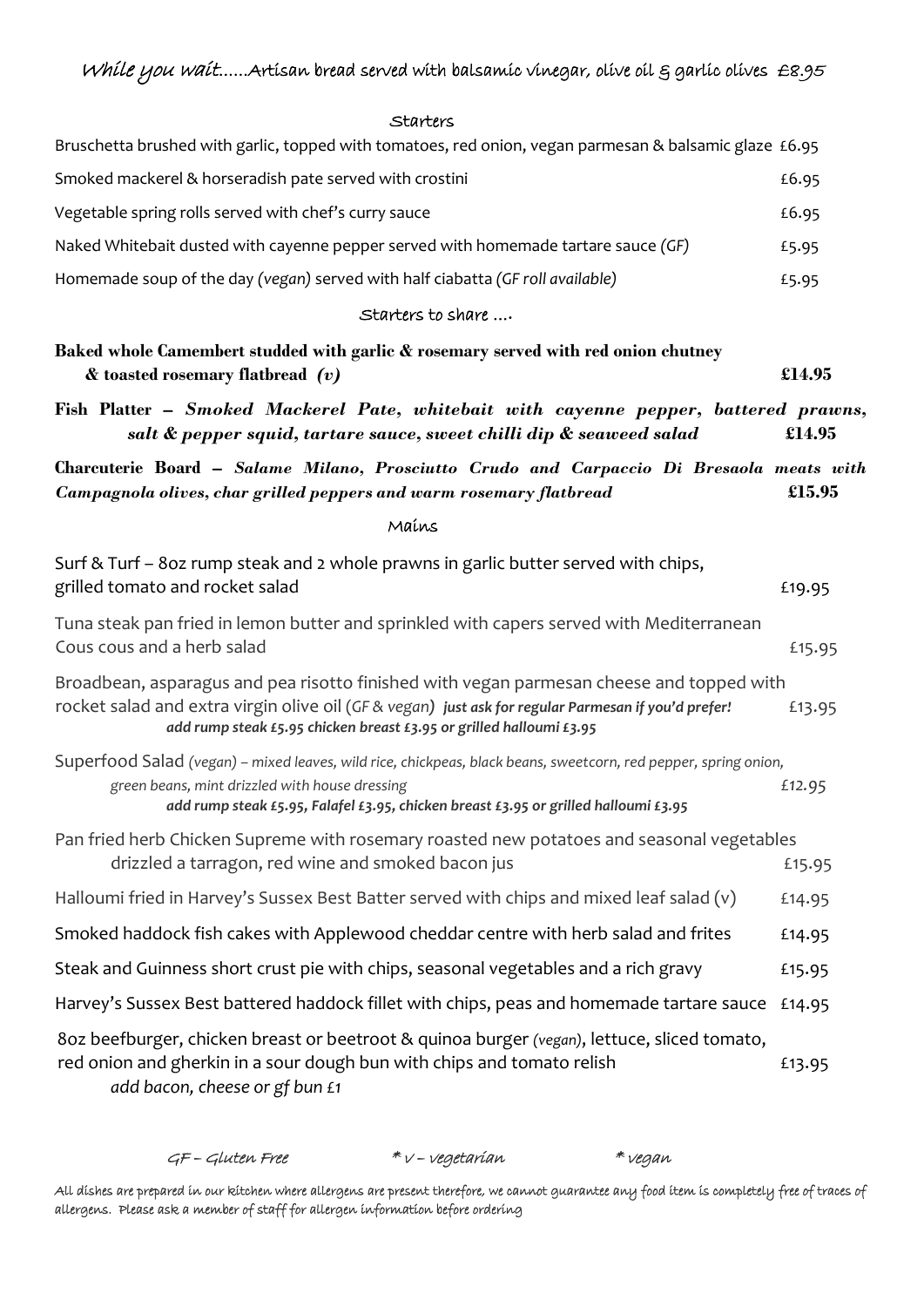*While you wait*......Artisan bread served with balsamic vinegar, olive oil & garlic olives £8.95

## Starters

Bruschetta brushed with garlic, topped with tomatoes, red onion, vegan parmesan & balsamic glaze £6.95

Smoked mackerel & horseradish pate served with crostini £6.95

Vegetable spring rolls served with chef's curry sauce £6.95

Naked Whitebait dusted with cayenne pepper served with homemade tartare sauce *(GF)* £5.95

Homemade soup of the day *(vegan)* served with half ciabatta *(GF roll available)* £5.95

## Starters to share ….

**Baked whole Camembert studded with garlic & rosemary served with red onion chutney & toasted rosemary flatbread *(v)*** **£14.95**

**Fish Platter –** ***Smoked Mackerel Pate, whitebait with cayenne pepper, battered prawns, salt & pepper squid, tartare sauce, sweet chilli dip & seaweed salad*** **£14.95**

**Charcuterie Board –** ***Salame Milano, Prosciutto Crudo and Carpaccio Di Bresaola meats with Campagnola olives, char grilled peppers and warm rosemary flatbread*** **£15.95**

## Mains

Surf & Turf – 8oz rump steak and 2 whole prawns in garlic butter served with chips, grilled tomato and rocket salad £19.95

Tuna steak pan fried in lemon butter and sprinkled with capers served with Mediterranean Cous cous and a herb salad £15.95

Broadbean, asparagus and pea risotto finished with vegan parmesan cheese and topped with rocket salad and extra virgin olive oil (*GF & vegan*) ***just ask for regular Parmesan if you'd prefer!*** £13.95
***add rump steak £5.95 chicken breast £3.95 or grilled halloumi £3.95***

Superfood Salad *(vegan) – mixed leaves, wild rice, chickpeas, black beans, sweetcorn, red pepper, spring onion, green beans, mint drizzled with house dressing* *£12.95*
***add rump steak £5.95, Falafel £3.95, chicken breast £3.95 or grilled halloumi £3.95***

Pan fried herb Chicken Supreme with rosemary roasted new potatoes and seasonal vegetables drizzled a tarragon, red wine and smoked bacon jus £15.95

Halloumi fried in Harvey's Sussex Best Batter served with chips and mixed leaf salad (v) £14.95

Smoked haddock fish cakes with Applewood cheddar centre with herb salad and frites £14.95

Steak and Guinness short crust pie with chips, seasonal vegetables and a rich gravy £15.95

Harvey's Sussex Best battered haddock fillet with chips, peas and homemade tartare sauce £14.95

8oz beefburger, chicken breast or beetroot & quinoa burger *(vegan)*, lettuce, sliced tomato, red onion and gherkin in a sour dough bun with chips and tomato relish £13.95
*add bacon, cheese or gf bun £1*

*GF – Gluten Free* *\* V – vegetarian* *\* vegan*

All dishes are prepared in our kitchen where allergens are present therefore, we cannot guarantee any food item is completely free of traces of allergens. Please ask a member of staff for allergen information before ordering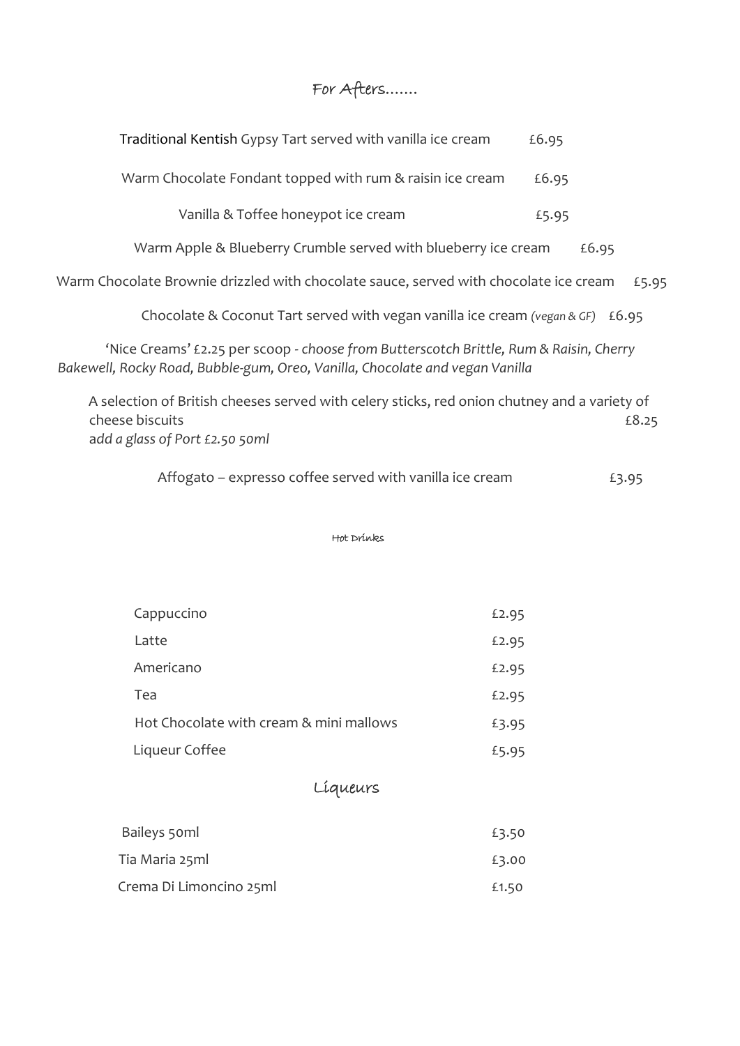# For Afters.......

Traditional Kentish Gypsy Tart served with vanilla ice cream £6.95

Warm Chocolate Fondant topped with rum & raisin ice cream £6.95

Vanilla & Toffee honeypot ice cream £5.95

Warm Apple & Blueberry Crumble served with blueberry ice cream £6.95

Warm Chocolate Brownie drizzled with chocolate sauce, served with chocolate ice cream £5.95

Chocolate & Coconut Tart served with vegan vanilla ice cream *(vegan & GF)* £6.95

'Nice Creams' £2.25 per scoop - *choose from Butterscotch Brittle, Rum & Raisin, Cherry Bakewell, Rocky Road, Bubble-gum, Oreo, Vanilla, Chocolate and vegan Vanilla*

A selection of British cheeses served with celery sticks, red onion chutney and a variety of cheese biscuits £8.25
*add a glass of Port £2.50 50ml*

Affogato – expresso coffee served with vanilla ice cream £3.95

## Hot Drinks

| | |
|---|---|
| Cappuccino | £2.95 |
| Latte | £2.95 |
| Americano | £2.95 |
| Tea | £2.95 |
| Hot Chocolate with cream & mini mallows | £3.95 |
| Liqueur Coffee | £5.95 |

## Liqueurs

| | |
|---|---|
| Baileys 50ml | £3.50 |
| Tia Maria 25ml | £3.00 |
| Crema Di Limoncino 25ml | £1.50 |